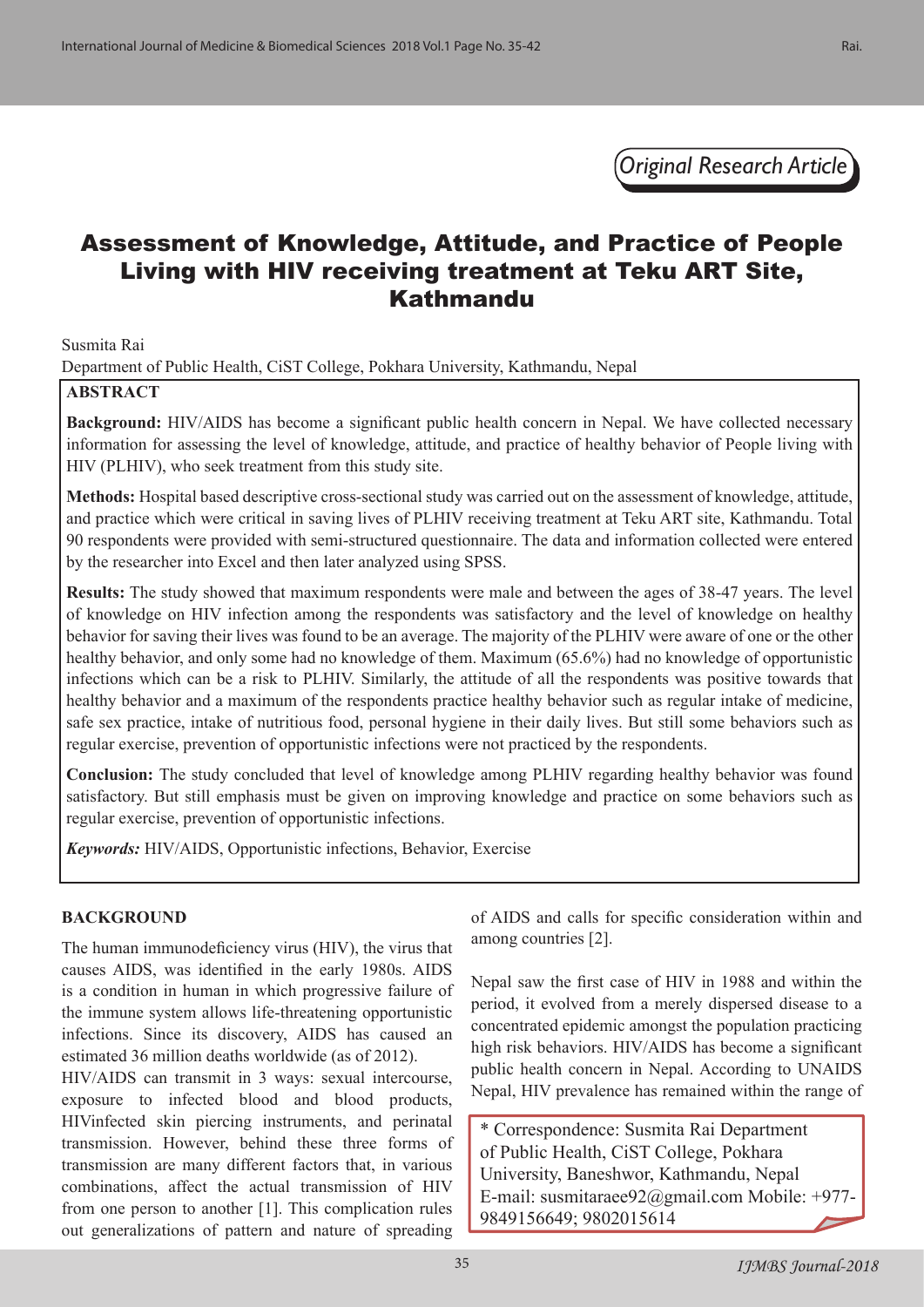*Original Research Article*

# Assessment of Knowledge, Attitude, and Practice of People Living with HIV receiving treatment at Teku ART Site, Kathmandu

Susmita Rai

Department of Public Health, CiST College, Pokhara University, Kathmandu, Nepal

## ABSTRACT

**Background:** HIV/AIDS has become a significant public health concern in Nepal. We have collected necessary information for assessing the level of knowledge, attitude, and practice of healthy behavior of People living with HIV (PLHIV), who seek treatment from this study site.

**Methods:** Hospital based descriptive cross-sectional study was carried out on the assessment of knowledge, attitude, and practice which were critical in saving lives of PLHIV receiving treatment at Teku ART site, Kathmandu. Total 90 respondents were provided with semi-structured questionnaire. The data and information collected were entered by the researcher into Excel and then later analyzed using SPSS.

**Results:** The study showed that maximum respondents were male and between the ages of 38-47 years. The level of knowledge on HIV infection among the respondents was satisfactory and the level of knowledge on healthy behavior for saving their lives was found to be an average. The majority of the PLHIV were aware of one or the other healthy behavior, and only some had no knowledge of them. Maximum (65.6%) had no knowledge of opportunistic infections which can be a risk to PLHIV. Similarly, the attitude of all the respondents was positive towards that healthy behavior and a maximum of the respondents practice healthy behavior such as regular intake of medicine, safe sex practice, intake of nutritious food, personal hygiene in their daily lives. But still some behaviors such as regular exercise, prevention of opportunistic infections were not practiced by the respondents.

**Conclusion:** The study concluded that level of knowledge among PLHIV regarding healthy behavior was found satisfactory. But still emphasis must be given on improving knowledge and practice on some behaviors such as regular exercise, prevention of opportunistic infections.

***Keywords:*** HIV/AIDS, Opportunistic infections, Behavior, Exercise

## BACKGROUND

The human immunodeficiency virus (HIV), the virus that causes AIDS, was identified in the early 1980s. AIDS is a condition in human in which progressive failure of the immune system allows life-threatening opportunistic infections. Since its discovery, AIDS has caused an estimated 36 million deaths worldwide (as of 2012).

HIV/AIDS can transmit in 3 ways: sexual intercourse, exposure to infected blood and blood products, HIVinfected skin piercing instruments, and perinatal transmission. However, behind these three forms of transmission are many different factors that, in various combinations, affect the actual transmission of HIV from one person to another [1]. This complication rules out generalizations of pattern and nature of spreading of AIDS and calls for specific consideration within and among countries [2].

Nepal saw the first case of HIV in 1988 and within the period, it evolved from a merely dispersed disease to a concentrated epidemic amongst the population practicing high risk behaviors. HIV/AIDS has become a significant public health concern in Nepal. According to UNAIDS Nepal, HIV prevalence has remained within the range of

\* Correspondence: Susmita Rai Department of Public Health, CiST College, Pokhara University, Baneshwor, Kathmandu, Nepal E-mail: susmitaraee92@gmail.com Mobile: +977-9849156649; 9802015614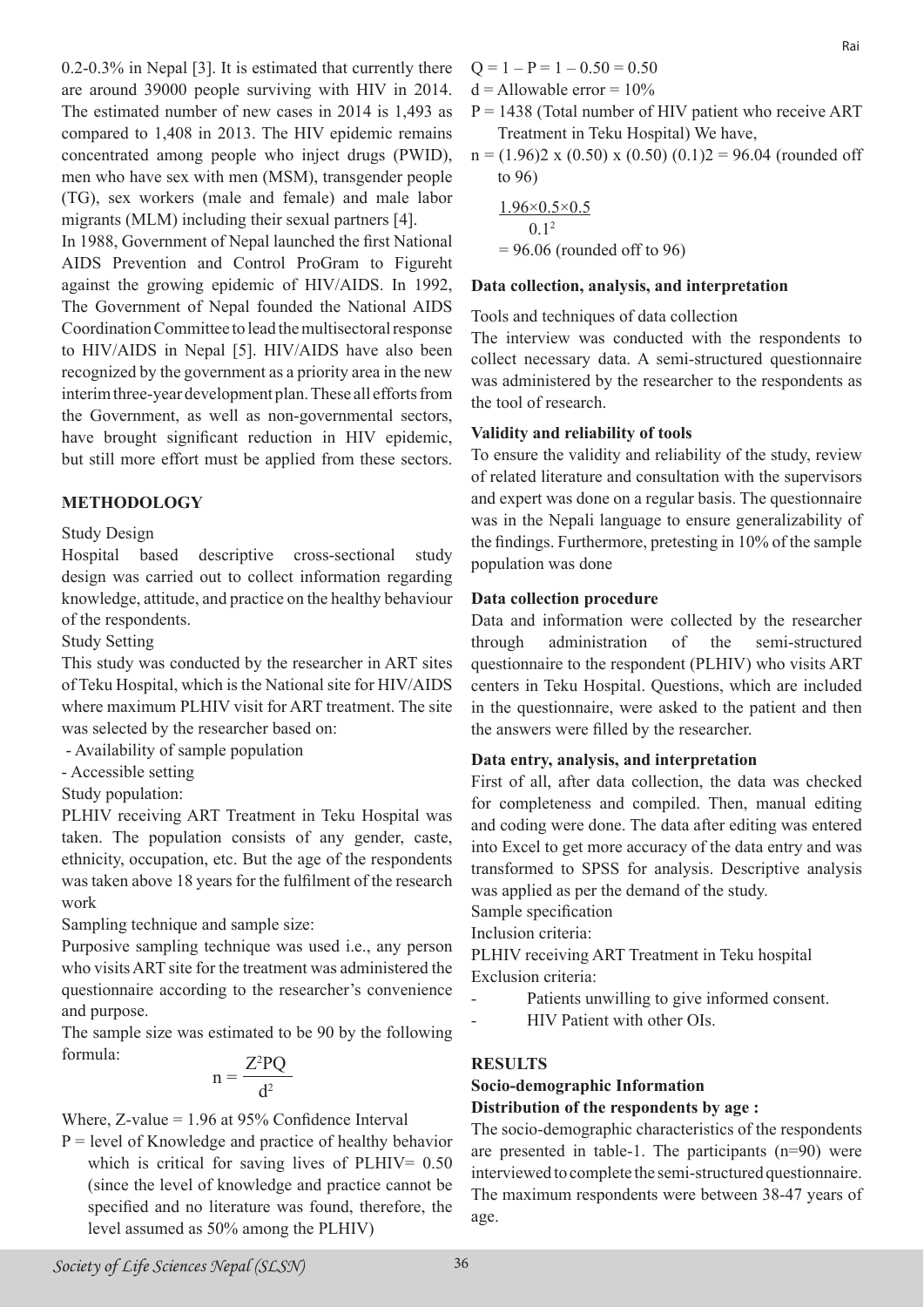0.2-0.3% in Nepal [3]. It is estimated that currently there are around 39000 people surviving with HIV in 2014. The estimated number of new cases in 2014 is 1,493 as compared to 1,408 in 2013. The HIV epidemic remains concentrated among people who inject drugs (PWID), men who have sex with men (MSM), transgender people (TG), sex workers (male and female) and male labor migrants (MLM) including their sexual partners [4].

In 1988, Government of Nepal launched the first National AIDS Prevention and Control ProGram to Figureht against the growing epidemic of HIV/AIDS. In 1992, The Government of Nepal founded the National AIDS Coordination Committee to lead the multisectoral response to HIV/AIDS in Nepal [5]. HIV/AIDS have also been recognized by the government as a priority area in the new interim three-year development plan. These all efforts from the Government, as well as non-governmental sectors, have brought significant reduction in HIV epidemic, but still more effort must be applied from these sectors.

## METHODOLOGY

Study Design

Hospital based descriptive cross-sectional study design was carried out to collect information regarding knowledge, attitude, and practice on the healthy behaviour of the respondents.

Study Setting

This study was conducted by the researcher in ART sites of Teku Hospital, which is the National site for HIV/AIDS where maximum PLHIV visit for ART treatment. The site was selected by the researcher based on:

- Availability of sample population
- Accessible setting

Study population:

PLHIV receiving ART Treatment in Teku Hospital was taken. The population consists of any gender, caste, ethnicity, occupation, etc. But the age of the respondents was taken above 18 years for the fulfilment of the research work

Sampling technique and sample size:

Purposive sampling technique was used i.e., any person who visits ART site for the treatment was administered the questionnaire according to the researcher's convenience and purpose.

The sample size was estimated to be 90 by the following formula:

$$n = \frac{Z^2PQ}{d^2}$$

Where, Z-value = 1.96 at 95% Confidence Interval

P = level of Knowledge and practice of healthy behavior which is critical for saving lives of PLHIV= 0.50 (since the level of knowledge and practice cannot be specified and no literature was found, therefore, the level assumed as 50% among the PLHIV)

Q = 1 – P = 1 – 0.50 = 0.50

d = Allowable error = 10%

P = 1438 (Total number of HIV patient who receive ART Treatment in Teku Hospital) We have,

n = (1.96)2 x (0.50) x (0.50) (0.1)2 = 96.04 (rounded off to 96)

$$\frac{1.96 \times 0.5 \times 0.5}{0.1^2}$$

= 96.06 (rounded off to 96)

### Data collection, analysis, and interpretation

Tools and techniques of data collection

The interview was conducted with the respondents to collect necessary data. A semi-structured questionnaire was administered by the researcher to the respondents as the tool of research.

### Validity and reliability of tools

To ensure the validity and reliability of the study, review of related literature and consultation with the supervisors and expert was done on a regular basis. The questionnaire was in the Nepali language to ensure generalizability of the findings. Furthermore, pretesting in 10% of the sample population was done

### Data collection procedure

Data and information were collected by the researcher through administration of the semi-structured questionnaire to the respondent (PLHIV) who visits ART centers in Teku Hospital. Questions, which are included in the questionnaire, were asked to the patient and then the answers were filled by the researcher.

### Data entry, analysis, and interpretation

First of all, after data collection, the data was checked for completeness and compiled. Then, manual editing and coding were done. The data after editing was entered into Excel to get more accuracy of the data entry and was transformed to SPSS for analysis. Descriptive analysis was applied as per the demand of the study.

Sample specification

Inclusion criteria:

PLHIV receiving ART Treatment in Teku hospital

Exclusion criteria:

- Patients unwilling to give informed consent.
- HIV Patient with other OIs.

## RESULTS

### Socio-demographic Information

**Distribution of the respondents by age :**

The socio-demographic characteristics of the respondents are presented in table-1. The participants (n=90) were interviewed to complete the semi-structured questionnaire. The maximum respondents were between 38-47 years of age.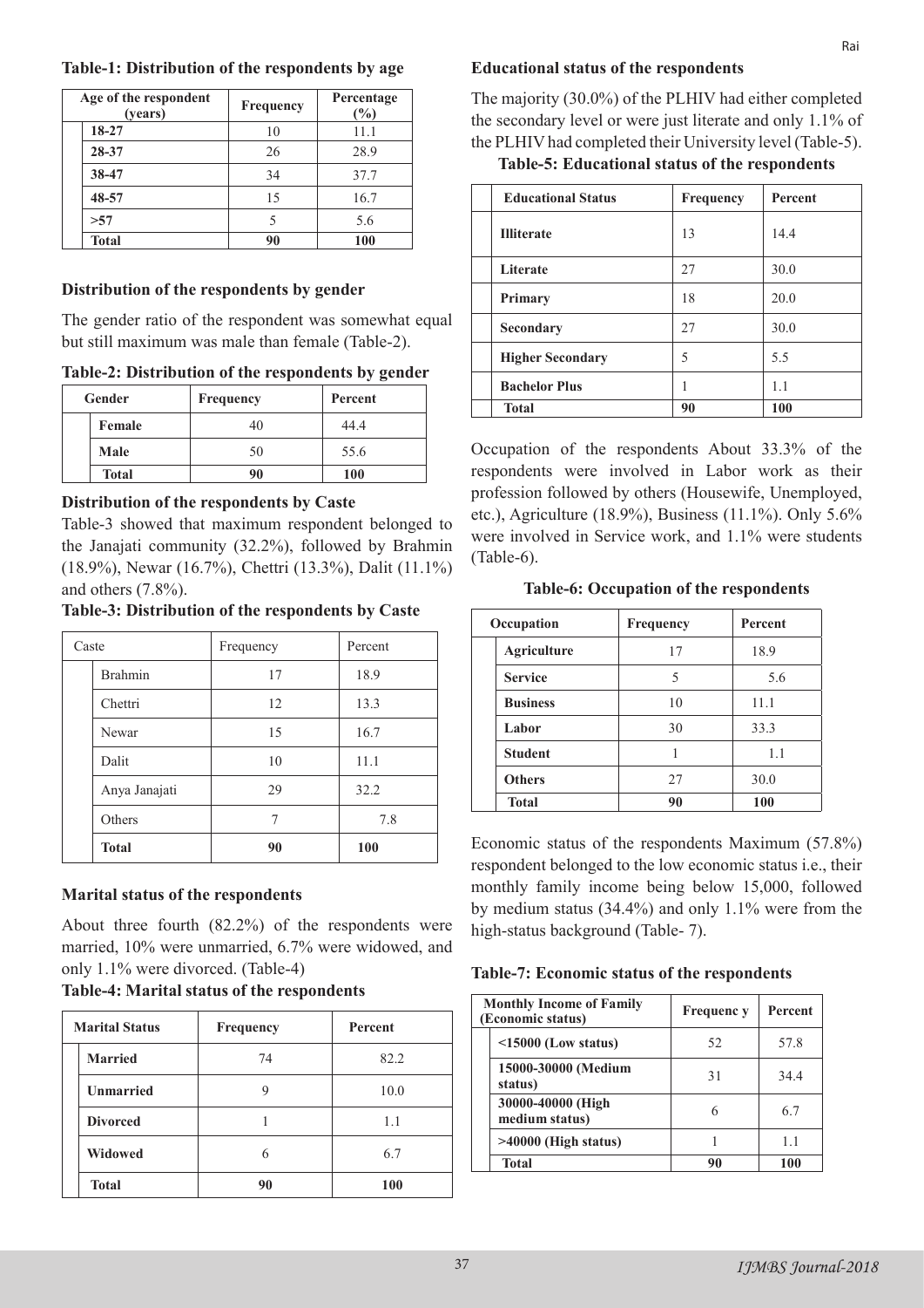**Table-1: Distribution of the respondents by age**

| Age of the respondent (years) | Frequency | Percentage (%) |
|---|---|---|
| 18-27 | 10 | 11.1 |
| 28-37 | 26 | 28.9 |
| 38-47 | 34 | 37.7 |
| 48-57 | 15 | 16.7 |
| >57 | 5 | 5.6 |
| Total | 90 | 100 |

### Distribution of the respondents by gender

The gender ratio of the respondent was somewhat equal but still maximum was male than female (Table-2).

**Table-2: Distribution of the respondents by gender**

| Gender | Frequency | Percent |
|---|---|---|
| Female | 40 | 44.4 |
| Male | 50 | 55.6 |
| Total | 90 | 100 |

### Distribution of the respondents by Caste

Table-3 showed that maximum respondent belonged to the Janajati community (32.2%), followed by Brahmin (18.9%), Newar (16.7%), Chettri (13.3%), Dalit (11.1%) and others (7.8%).

**Table-3: Distribution of the respondents by Caste**

| Caste | Frequency | Percent |
|---|---|---|
| Brahmin | 17 | 18.9 |
| Chettri | 12 | 13.3 |
| Newar | 15 | 16.7 |
| Dalit | 10 | 11.1 |
| Anya Janajati | 29 | 32.2 |
| Others | 7 | 7.8 |
| Total | 90 | 100 |

### Marital status of the respondents

About three fourth (82.2%) of the respondents were married, 10% were unmarried, 6.7% were widowed, and only 1.1% were divorced. (Table-4)

**Table-4: Marital status of the respondents**

| Marital Status | Frequency | Percent |
|---|---|---|
| Married | 74 | 82.2 |
| Unmarried | 9 | 10.0 |
| Divorced | 1 | 1.1 |
| Widowed | 6 | 6.7 |
| Total | 90 | 100 |

### Educational status of the respondents

The majority (30.0%) of the PLHIV had either completed the secondary level or were just literate and only 1.1% of the PLHIV had completed their University level (Table-5).

**Table-5: Educational status of the respondents**

| Educational Status | Frequency | Percent |
|---|---|---|
| Illiterate | 13 | 14.4 |
| Literate | 27 | 30.0 |
| Primary | 18 | 20.0 |
| Secondary | 27 | 30.0 |
| Higher Secondary | 5 | 5.5 |
| Bachelor Plus | 1 | 1.1 |
| Total | 90 | 100 |

Occupation of the respondents About 33.3% of the respondents were involved in Labor work as their profession followed by others (Housewife, Unemployed, etc.), Agriculture (18.9%), Business (11.1%). Only 5.6% were involved in Service work, and 1.1% were students (Table-6).

**Table-6: Occupation of the respondents**

| Occupation | Frequency | Percent |
|---|---|---|
| Agriculture | 17 | 18.9 |
| Service | 5 | 5.6 |
| Business | 10 | 11.1 |
| Labor | 30 | 33.3 |
| Student | 1 | 1.1 |
| Others | 27 | 30.0 |
| Total | 90 | 100 |

Economic status of the respondents Maximum (57.8%) respondent belonged to the low economic status i.e., their monthly family income being below 15,000, followed by medium status (34.4%) and only 1.1% were from the high-status background (Table- 7).

**Table-7: Economic status of the respondents**

| Monthly Income of Family (Economic status) | Frequency | Percent |
|---|---|---|
| <15000 (Low status) | 52 | 57.8 |
| 15000-30000 (Medium status) | 31 | 34.4 |
| 30000-40000 (High medium status) | 6 | 6.7 |
| >40000 (High status) | 1 | 1.1 |
| Total | 90 | 100 |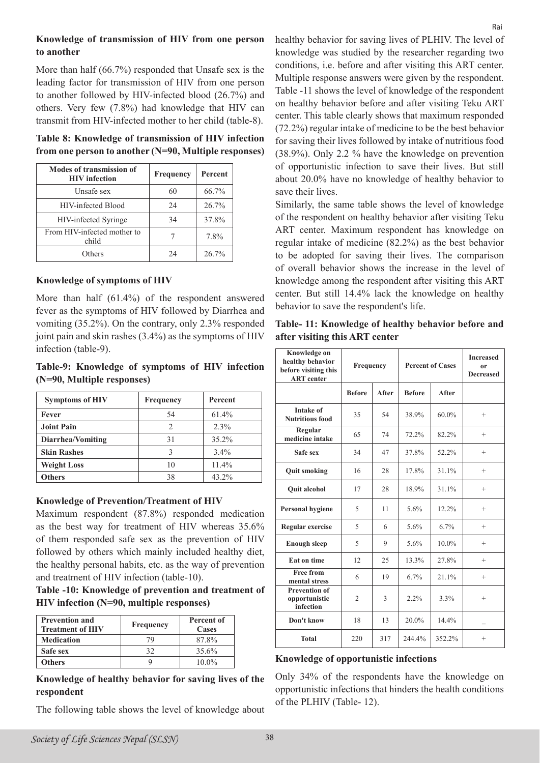**Knowledge of transmission of HIV from one person to another**

More than half (66.7%) responded that Unsafe sex is the leading factor for transmission of HIV from one person to another followed by HIV-infected blood (26.7%) and others. Very few (7.8%) had knowledge that HIV can transmit from HIV-infected mother to her child (table-8).

**Table 8: Knowledge of transmission of HIV infection from one person to another (N=90, Multiple responses)**

| Modes of transmission of HIV infection | Frequency | Percent |
|---|---|---|
| Unsafe sex | 60 | 66.7% |
| HIV-infected Blood | 24 | 26.7% |
| HIV-infected Syringe | 34 | 37.8% |
| From HIV-infected mother to child | 7 | 7.8% |
| Others | 24 | 26.7% |

**Knowledge of symptoms of HIV**

More than half (61.4%) of the respondent answered fever as the symptoms of HIV followed by Diarrhea and vomiting (35.2%). On the contrary, only 2.3% responded joint pain and skin rashes (3.4%) as the symptoms of HIV infection (table-9).

**Table-9: Knowledge of symptoms of HIV infection (N=90, Multiple responses)**

| Symptoms of HIV | Frequency | Percent |
|---|---|---|
| **Fever** | 54 | 61.4% |
| **Joint Pain** | 2 | 2.3% |
| **Diarrhea/Vomiting** | 31 | 35.2% |
| **Skin Rashes** | 3 | 3.4% |
| **Weight Loss** | 10 | 11.4% |
| **Others** | 38 | 43.2% |

**Knowledge of Prevention/Treatment of HIV**

Maximum respondent (87.8%) responded medication as the best way for treatment of HIV whereas 35.6% of them responded safe sex as the prevention of HIV followed by others which mainly included healthy diet, the healthy personal habits, etc. as the way of prevention and treatment of HIV infection (table-10).

**Table -10: Knowledge of prevention and treatment of HIV infection (N=90, multiple responses)**

| Prevention and Treatment of HIV | Frequency | Percent of Cases |
|---|---|---|
| **Medication** | 79 | 87.8% |
| **Safe sex** | 32 | 35.6% |
| **Others** | 9 | 10.0% |

**Knowledge of healthy behavior for saving lives of the respondent**

The following table shows the level of knowledge about healthy behavior for saving lives of PLHIV. The level of knowledge was studied by the researcher regarding two conditions, i.e. before and after visiting this ART center. Multiple response answers were given by the respondent. Table -11 shows the level of knowledge of the respondent on healthy behavior before and after visiting Teku ART center. This table clearly shows that maximum responded (72.2%) regular intake of medicine to be the best behavior for saving their lives followed by intake of nutritious food (38.9%). Only 2.2 % have the knowledge on prevention of opportunistic infection to save their lives. But still about 20.0% have no knowledge of healthy behavior to save their lives.

Similarly, the same table shows the level of knowledge of the respondent on healthy behavior after visiting Teku ART center. Maximum respondent has knowledge on regular intake of medicine (82.2%) as the best behavior to be adopted for saving their lives. The comparison of overall behavior shows the increase in the level of knowledge among the respondent after visiting this ART center. But still 14.4% lack the knowledge on healthy behavior to save the respondent's life.

**Table- 11: Knowledge of healthy behavior before and after visiting this ART center**

| Knowledge on healthy behavior before visiting this ART center | Frequency | | Percent of Cases | | Increased or Decreased |
|---|---|---|---|---|---|
| | **Before** | **After** | **Before** | **After** | |
| **Intake of Nutritious food** | 35 | 54 | 38.9% | 60.0% | + |
| **Regular medicine intake** | 65 | 74 | 72.2% | 82.2% | + |
| **Safe sex** | 34 | 47 | 37.8% | 52.2% | + |
| **Quit smoking** | 16 | 28 | 17.8% | 31.1% | + |
| **Quit alcohol** | 17 | 28 | 18.9% | 31.1% | + |
| **Personal hygiene** | 5 | 11 | 5.6% | 12.2% | + |
| **Regular exercise** | 5 | 6 | 5.6% | 6.7% | + |
| **Enough sleep** | 5 | 9 | 5.6% | 10.0% | + |
| **Eat on time** | 12 | 25 | 13.3% | 27.8% | + |
| **Free from mental stress** | 6 | 19 | 6.7% | 21.1% | + |
| **Prevention of opportunistic infection** | 2 | 3 | 2.2% | 3.3% | + |
| **Don't know** | 18 | 13 | 20.0% | 14.4% | _ |
| **Total** | 220 | 317 | 244.4% | 352.2% | + |

**Knowledge of opportunistic infections**

Only 34% of the respondents have the knowledge on opportunistic infections that hinders the health conditions of the PLHIV (Table- 12).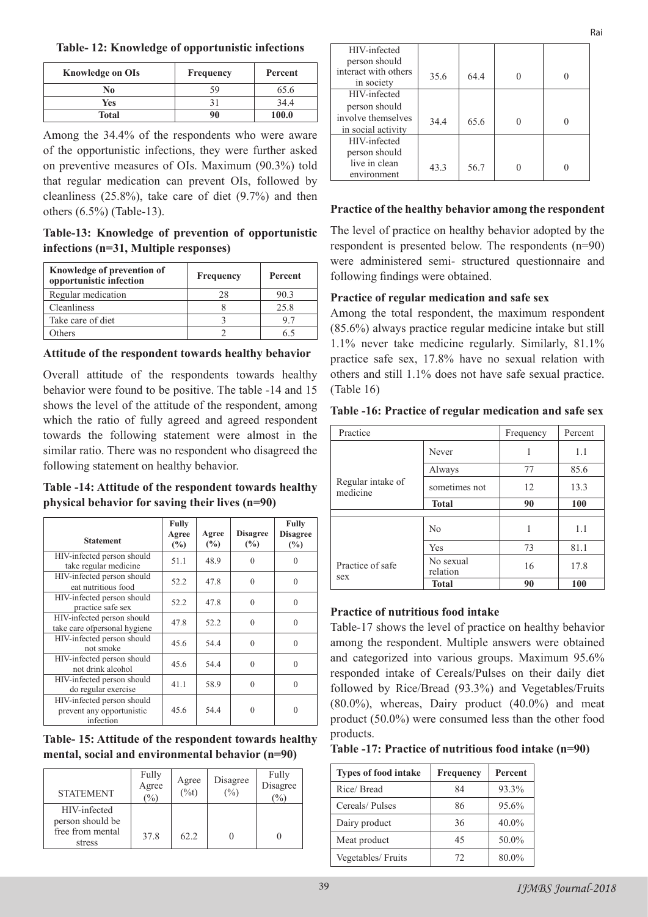**Table- 12: Knowledge of opportunistic infections**

| Knowledge on OIs | Frequency | Percent |
|---|---|---|
| No | 59 | 65.6 |
| Yes | 31 | 34.4 |
| Total | 90 | 100.0 |

Among the 34.4% of the respondents who were aware of the opportunistic infections, they were further asked on preventive measures of OIs. Maximum (90.3%) told that regular medication can prevent OIs, followed by cleanliness (25.8%), take care of diet (9.7%) and then others (6.5%) (Table-13).

**Table-13: Knowledge of prevention of opportunistic infections (n=31, Multiple responses)**

| Knowledge of prevention of opportunistic infection | Frequency | Percent |
|---|---|---|
| Regular medication | 28 | 90.3 |
| Cleanliness | 8 | 25.8 |
| Take care of diet | 3 | 9.7 |
| Others | 2 | 6.5 |

### Attitude of the respondent towards healthy behavior

Overall attitude of the respondents towards healthy behavior were found to be positive. The table -14 and 15 shows the level of the attitude of the respondent, among which the ratio of fully agreed and agreed respondent towards the following statement were almost in the similar ratio. There was no respondent who disagreed the following statement on healthy behavior.

**Table -14: Attitude of the respondent towards healthy physical behavior for saving their lives (n=90)**

| Statement | Fully Agree (%) | Agree (%) | Disagree (%) | Fully Disagree (%) |
|---|---|---|---|---|
| HIV-infected person should take regular medicine | 51.1 | 48.9 | 0 | 0 |
| HIV-infected person should eat nutritious food | 52.2 | 47.8 | 0 | 0 |
| HIV-infected person should practice safe sex | 52.2 | 47.8 | 0 | 0 |
| HIV-infected person should take care ofpersonal hygiene | 47.8 | 52.2 | 0 | 0 |
| HIV-infected person should not smoke | 45.6 | 54.4 | 0 | 0 |
| HIV-infected person should not drink alcohol | 45.6 | 54.4 | 0 | 0 |
| HIV-infected person should do regular exercise | 41.1 | 58.9 | 0 | 0 |
| HIV-infected person should prevent any opportunistic infection | 45.6 | 54.4 | 0 | 0 |

**Table- 15: Attitude of the respondent towards healthy mental, social and environmental behavior (n=90)**

| STATEMENT | Fully Agree (%) | Agree (%t) | Disagree (%) | Fully Disagree (%) |
|---|---|---|---|---|
| HIV-infected person should be free from mental stress | 37.8 | 62.2 | 0 | 0 |
| HIV-infected person should interact with others in society | 35.6 | 64.4 | 0 | 0 |
| HIV-infected person should involve themselves in social activity | 34.4 | 65.6 | 0 | 0 |
| HIV-infected person should live in clean environment | 43.3 | 56.7 | 0 | 0 |

### Practice of the healthy behavior among the respondent

The level of practice on healthy behavior adopted by the respondent is presented below. The respondents (n=90) were administered semi- structured questionnaire and following findings were obtained.

#### Practice of regular medication and safe sex

Among the total respondent, the maximum respondent (85.6%) always practice regular medicine intake but still 1.1% never take medicine regularly. Similarly, 81.1% practice safe sex, 17.8% have no sexual relation with others and still 1.1% does not have safe sexual practice. (Table 16)

**Table -16: Practice of regular medication and safe sex**

| Practice | | Frequency | Percent |
|---|---|---|---|
| Regular intake of medicine | Never | 1 | 1.1 |
| | Always | 77 | 85.6 |
| | sometimes not | 12 | 13.3 |
| | **Total** | **90** | **100** |
| Practice of safe sex | No | 1 | 1.1 |
| | Yes | 73 | 81.1 |
| | No sexual relation | 16 | 17.8 |
| | **Total** | **90** | **100** |

#### Practice of nutritious food intake

Table-17 shows the level of practice on healthy behavior among the respondent. Multiple answers were obtained and categorized into various groups. Maximum 95.6% responded intake of Cereals/Pulses on their daily diet followed by Rice/Bread (93.3%) and Vegetables/Fruits (80.0%), whereas, Dairy product (40.0%) and meat product (50.0%) were consumed less than the other food products.

**Table -17: Practice of nutritious food intake (n=90)**

| Types of food intake | Frequency | Percent |
|---|---|---|
| Rice/ Bread | 84 | 93.3% |
| Cereals/ Pulses | 86 | 95.6% |
| Dairy product | 36 | 40.0% |
| Meat product | 45 | 50.0% |
| Vegetables/ Fruits | 72 | 80.0% |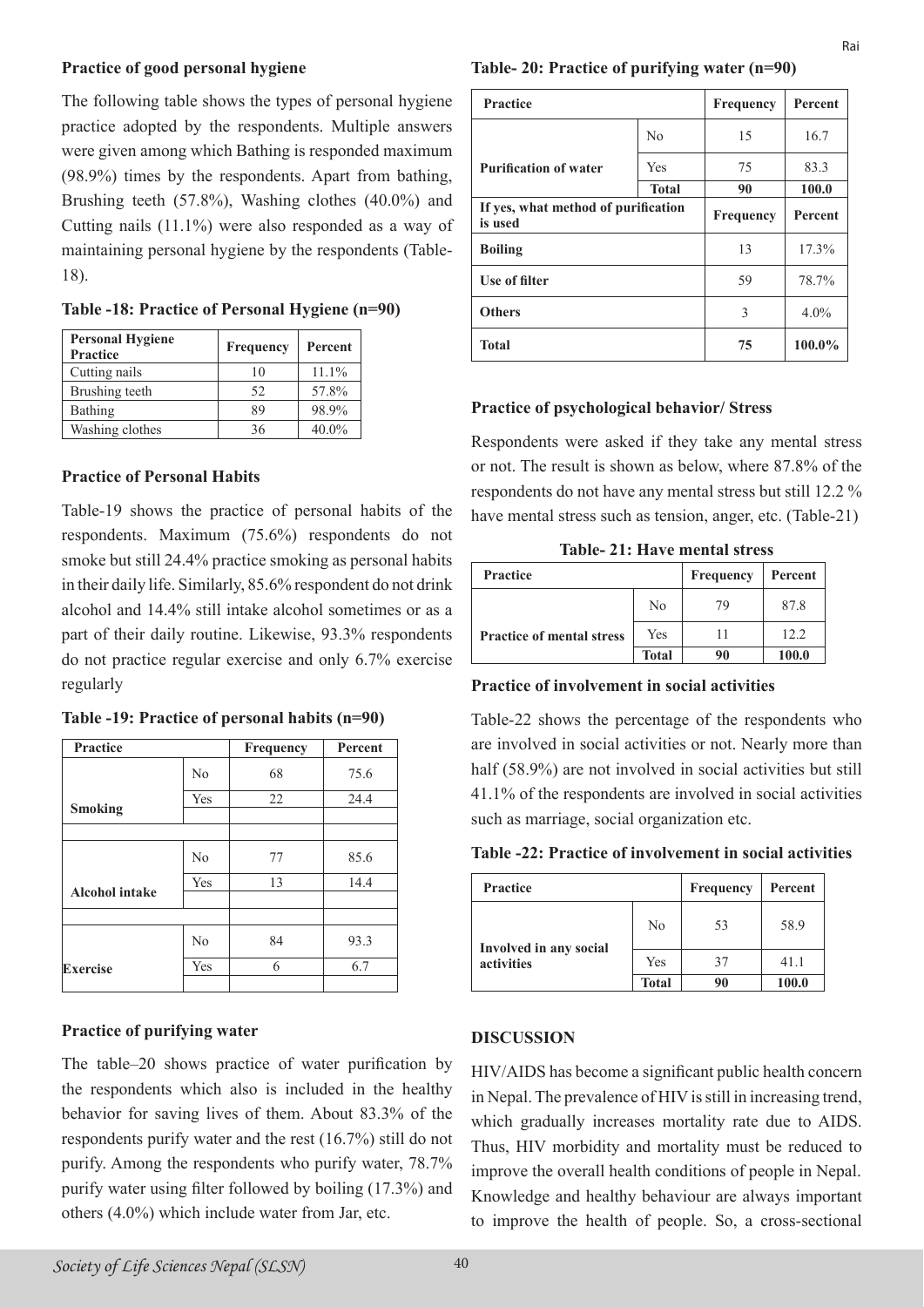### Practice of good personal hygiene

The following table shows the types of personal hygiene practice adopted by the respondents. Multiple answers were given among which Bathing is responded maximum (98.9%) times by the respondents. Apart from bathing, Brushing teeth (57.8%), Washing clothes (40.0%) and Cutting nails (11.1%) were also responded as a way of maintaining personal hygiene by the respondents (Table-18).

**Table -18: Practice of Personal Hygiene (n=90)**

| Personal Hygiene Practice | Frequency | Percent |
|---|---|---|
| Cutting nails | 10 | 11.1% |
| Brushing teeth | 52 | 57.8% |
| Bathing | 89 | 98.9% |
| Washing clothes | 36 | 40.0% |

### Practice of Personal Habits

Table-19 shows the practice of personal habits of the respondents. Maximum (75.6%) respondents do not smoke but still 24.4% practice smoking as personal habits in their daily life. Similarly, 85.6% respondent do not drink alcohol and 14.4% still intake alcohol sometimes or as a part of their daily routine. Likewise, 93.3% respondents do not practice regular exercise and only 6.7% exercise regularly

**Table -19: Practice of personal habits (n=90)**

| Practice | | Frequency | Percent |
|---|---|---|---|
| Smoking | No | 68 | 75.6 |
| | Yes | 22 | 24.4 |
| Alcohol intake | No | 77 | 85.6 |
| | Yes | 13 | 14.4 |
| Exercise | No | 84 | 93.3 |
| | Yes | 6 | 6.7 |

### Practice of purifying water

The table–20 shows practice of water purification by the respondents which also is included in the healthy behavior for saving lives of them. About 83.3% of the respondents purify water and the rest (16.7%) still do not purify. Among the respondents who purify water, 78.7% purify water using filter followed by boiling (17.3%) and others (4.0%) which include water from Jar, etc.

**Table- 20: Practice of purifying water (n=90)**

| Practice | | Frequency | Percent |
|---|---|---|---|
| Purification of water | No | 15 | 16.7 |
| | Yes | 75 | 83.3 |
| | **Total** | **90** | **100.0** |
| **If yes, what method of purification is used** | | **Frequency** | **Percent** |
| **Boiling** | | 13 | 17.3% |
| **Use of filter** | | 59 | 78.7% |
| **Others** | | 3 | 4.0% |
| **Total** | | **75** | **100.0%** |

### Practice of psychological behavior/ Stress

Respondents were asked if they take any mental stress or not. The result is shown as below, where 87.8% of the respondents do not have any mental stress but still 12.2 % have mental stress such as tension, anger, etc. (Table-21)

**Table- 21: Have mental stress**

| Practice | | Frequency | Percent |
|---|---|---|---|
| Practice of mental stress | No | 79 | 87.8 |
| | Yes | 11 | 12.2 |
| | **Total** | **90** | **100.0** |

### Practice of involvement in social activities

Table-22 shows the percentage of the respondents who are involved in social activities or not. Nearly more than half (58.9%) are not involved in social activities but still 41.1% of the respondents are involved in social activities such as marriage, social organization etc.

**Table -22: Practice of involvement in social activities**

| Practice | | Frequency | Percent |
|---|---|---|---|
| Involved in any social activities | No | 53 | 58.9 |
| | Yes | 37 | 41.1 |
| | **Total** | **90** | **100.0** |

## DISCUSSION

HIV/AIDS has become a significant public health concern in Nepal. The prevalence of HIV is still in increasing trend, which gradually increases mortality rate due to AIDS. Thus, HIV morbidity and mortality must be reduced to improve the overall health conditions of people in Nepal. Knowledge and healthy behaviour are always important to improve the health of people. So, a cross-sectional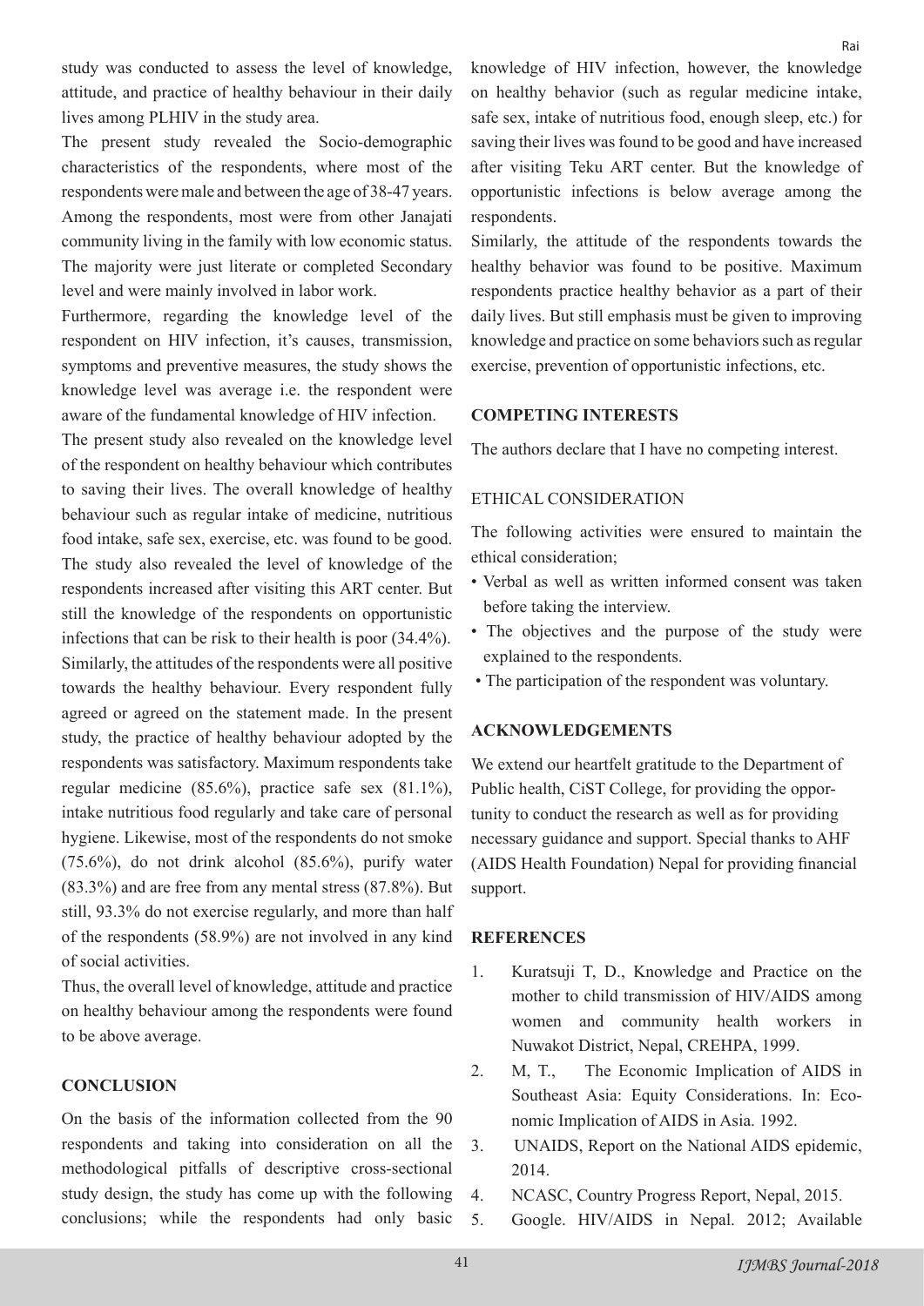study was conducted to assess the level of knowledge, attitude, and practice of healthy behaviour in their daily lives among PLHIV in the study area.

The present study revealed the Socio-demographic characteristics of the respondents, where most of the respondents were male and between the age of 38-47 years. Among the respondents, most were from other Janajati community living in the family with low economic status. The majority were just literate or completed Secondary level and were mainly involved in labor work.

Furthermore, regarding the knowledge level of the respondent on HIV infection, it's causes, transmission, symptoms and preventive measures, the study shows the knowledge level was average i.e. the respondent were aware of the fundamental knowledge of HIV infection.

The present study also revealed on the knowledge level of the respondent on healthy behaviour which contributes to saving their lives. The overall knowledge of healthy behaviour such as regular intake of medicine, nutritious food intake, safe sex, exercise, etc. was found to be good. The study also revealed the level of knowledge of the respondents increased after visiting this ART center. But still the knowledge of the respondents on opportunistic infections that can be risk to their health is poor (34.4%). Similarly, the attitudes of the respondents were all positive towards the healthy behaviour. Every respondent fully agreed or agreed on the statement made. In the present study, the practice of healthy behaviour adopted by the respondents was satisfactory. Maximum respondents take regular medicine (85.6%), practice safe sex (81.1%), intake nutritious food regularly and take care of personal hygiene. Likewise, most of the respondents do not smoke (75.6%), do not drink alcohol (85.6%), purify water (83.3%) and are free from any mental stress (87.8%). But still, 93.3% do not exercise regularly, and more than half of the respondents (58.9%) are not involved in any kind of social activities.

Thus, the overall level of knowledge, attitude and practice on healthy behaviour among the respondents were found to be above average.

## CONCLUSION

On the basis of the information collected from the 90 respondents and taking into consideration on all the methodological pitfalls of descriptive cross-sectional study design, the study has come up with the following conclusions; while the respondents had only basic knowledge of HIV infection, however, the knowledge on healthy behavior (such as regular medicine intake, safe sex, intake of nutritious food, enough sleep, etc.) for saving their lives was found to be good and have increased after visiting Teku ART center. But the knowledge of opportunistic infections is below average among the respondents.

Similarly, the attitude of the respondents towards the healthy behavior was found to be positive. Maximum respondents practice healthy behavior as a part of their daily lives. But still emphasis must be given to improving knowledge and practice on some behaviors such as regular exercise, prevention of opportunistic infections, etc.

## COMPETING INTERESTS

The authors declare that I have no competing interest.

## ETHICAL CONSIDERATION

The following activities were ensured to maintain the ethical consideration;

- Verbal as well as written informed consent was taken before taking the interview.
- The objectives and the purpose of the study were explained to the respondents.
- The participation of the respondent was voluntary.

## ACKNOWLEDGEMENTS

We extend our heartfelt gratitude to the Department of Public health, CiST College, for providing the opportunity to conduct the research as well as for providing necessary guidance and support. Special thanks to AHF (AIDS Health Foundation) Nepal for providing financial support.

## REFERENCES

1. Kuratsuji T, D., Knowledge and Practice on the mother to child transmission of HIV/AIDS among women and community health workers in Nuwakot District, Nepal, CREHPA, 1999.
2. M, T., The Economic Implication of AIDS in Southeast Asia: Equity Considerations. In: Economic Implication of AIDS in Asia. 1992.
3. UNAIDS, Report on the National AIDS epidemic, 2014.
4. NCASC, Country Progress Report, Nepal, 2015.
5. Google. HIV/AIDS in Nepal. 2012; Available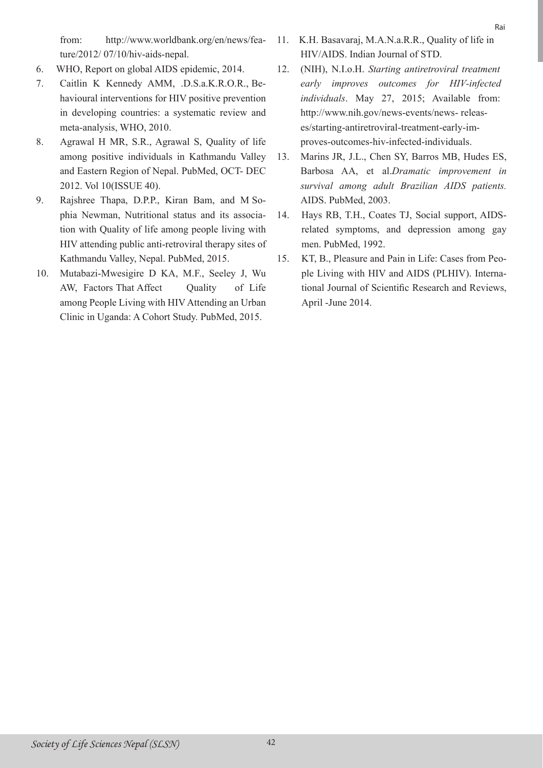from: http://www.worldbank.org/en/news/feature/2012/ 07/10/hiv-aids-nepal.

6. WHO, Report on global AIDS epidemic, 2014.
7. Caitlin K Kennedy AMM, .D.S.a.K.R.O.R., Behavioural interventions for HIV positive prevention in developing countries: a systematic review and meta-analysis, WHO, 2010.
8. Agrawal H MR, S.R., Agrawal S, Quality of life among positive individuals in Kathmandu Valley and Eastern Region of Nepal. PubMed, OCT- DEC 2012. Vol 10(ISSUE 40).
9. Rajshree Thapa, D.P.P., Kiran Bam, and M Sophia Newman, Nutritional status and its association with Quality of life among people living with HIV attending public anti-retroviral therapy sites of Kathmandu Valley, Nepal. PubMed, 2015.
10. Mutabazi-Mwesigire D KA, M.F., Seeley J, Wu AW, Factors That Affect Quality of Life among People Living with HIV Attending an Urban Clinic in Uganda: A Cohort Study. PubMed, 2015.
11. K.H. Basavaraj, M.A.N.a.R.R., Quality of life in HIV/AIDS. Indian Journal of STD.
12. (NIH), N.I.o.H. *Starting antiretroviral treatment early improves outcomes for HIV-infected individuals*. May 27, 2015; Available from: http://www.nih.gov/news-events/news- releases/starting-antiretroviral-treatment-early-improves-outcomes-hiv-infected-individuals.
13. Marins JR, J.L., Chen SY, Barros MB, Hudes ES, Barbosa AA, et al.*Dramatic improvement in survival among adult Brazilian AIDS patients.* AIDS. PubMed, 2003.
14. Hays RB, T.H., Coates TJ, Social support, AIDS-related symptoms, and depression among gay men. PubMed, 1992.
15. KT, B., Pleasure and Pain in Life: Cases from People Living with HIV and AIDS (PLHIV). International Journal of Scientific Research and Reviews, April -June 2014.